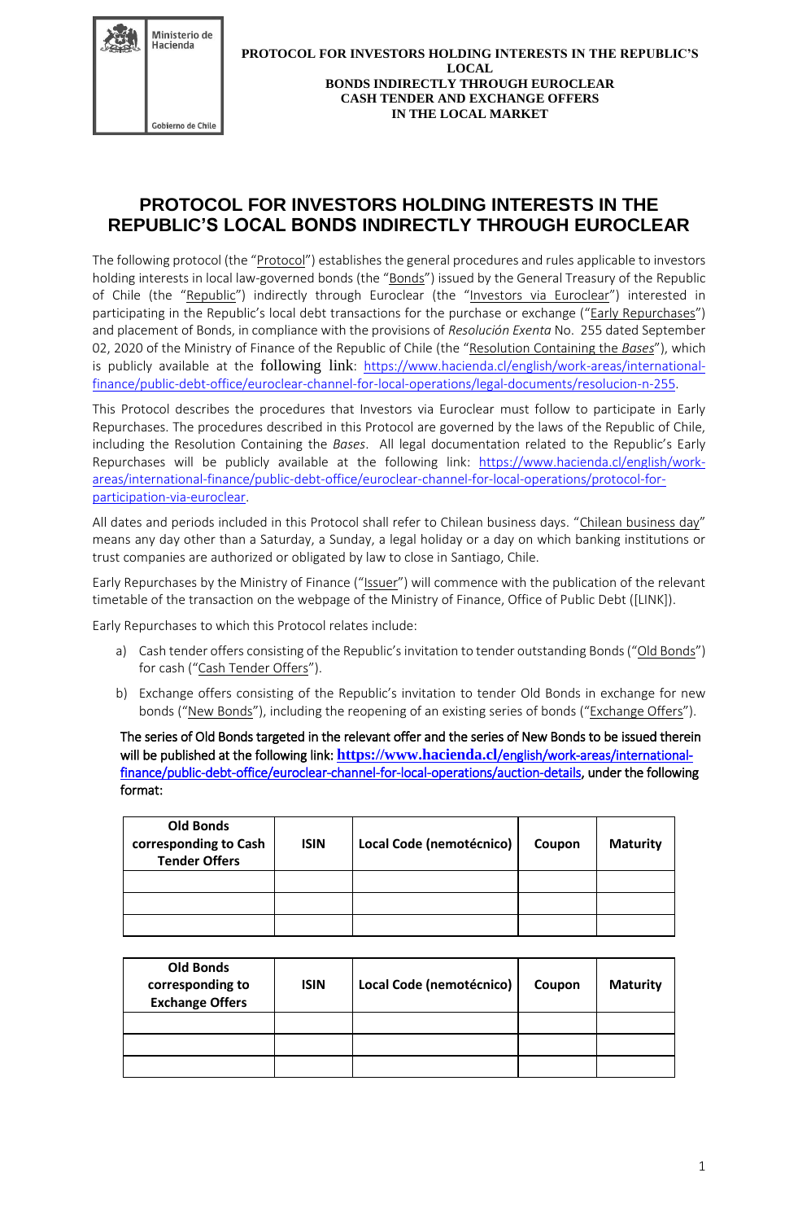# PROTOCOL FOR INVESTORS HOLDING INTERESTS IN THE REPUBLIC'S LOCAL BONDS INDIRECTLY THROUGH EUROCLEAR

The following protocol (the "Protocol") establishes the general procedures and rules applicable to investors holding interests in local law-governed bonds (the "Bonds") issued by the General Treasury of the Republic of Chile (the "Republic") indirectly through Euroclear (the "Investors via Euroclear") interested in participating in the Republic's local debt transactions for the purchase or exchange ("Early Repurchases") and placement of Bonds, in compliance with the provisions of *Resolución Exenta* No. 255 dated September 02, 2020 of the Ministry of Finance of the Republic of Chile (the "Resolution Containing the *Bases*"), which is publicly available at the following link: https://www.hacienda.cl/english/work-areas/international-finance/public-debt-office/euroclear-channel-for-local-operations/legal-documents/resolucion-n-255.

This Protocol describes the procedures that Investors via Euroclear must follow to participate in Early Repurchases. The procedures described in this Protocol are governed by the laws of the Republic of Chile, including the Resolution Containing the *Bases*. All legal documentation related to the Republic's Early Repurchases will be publicly available at the following link: https://www.hacienda.cl/english/work-areas/international-finance/public-debt-office/euroclear-channel-for-local-operations/protocol-for-participation-via-euroclear.

All dates and periods included in this Protocol shall refer to Chilean business days. "Chilean business day" means any day other than a Saturday, a Sunday, a legal holiday or a day on which banking institutions or trust companies are authorized or obligated by law to close in Santiago, Chile.

Early Repurchases by the Ministry of Finance ("Issuer") will commence with the publication of the relevant timetable of the transaction on the webpage of the Ministry of Finance, Office of Public Debt ([LINK]).

Early Repurchases to which this Protocol relates include:

a) Cash tender offers consisting of the Republic's invitation to tender outstanding Bonds ("Old Bonds") for cash ("Cash Tender Offers").

b) Exchange offers consisting of the Republic's invitation to tender Old Bonds in exchange for new bonds ("New Bonds"), including the reopening of an existing series of bonds ("Exchange Offers").

The series of Old Bonds targeted in the relevant offer and the series of New Bonds to be issued therein will be published at the following link: https://www.hacienda.cl/english/work-areas/international-finance/public-debt-office/euroclear-channel-for-local-operations/auction-details, under the following format:

| Old Bonds corresponding to Cash Tender Offers | ISIN | Local Code (nemotécnico) | Coupon | Maturity |
|---|---|---|---|---|
| | | | | |
| | | | | |
| | | | | |

| Old Bonds corresponding to Exchange Offers | ISIN | Local Code (nemotécnico) | Coupon | Maturity |
|---|---|---|---|---|
| | | | | |
| | | | | |
| | | | | |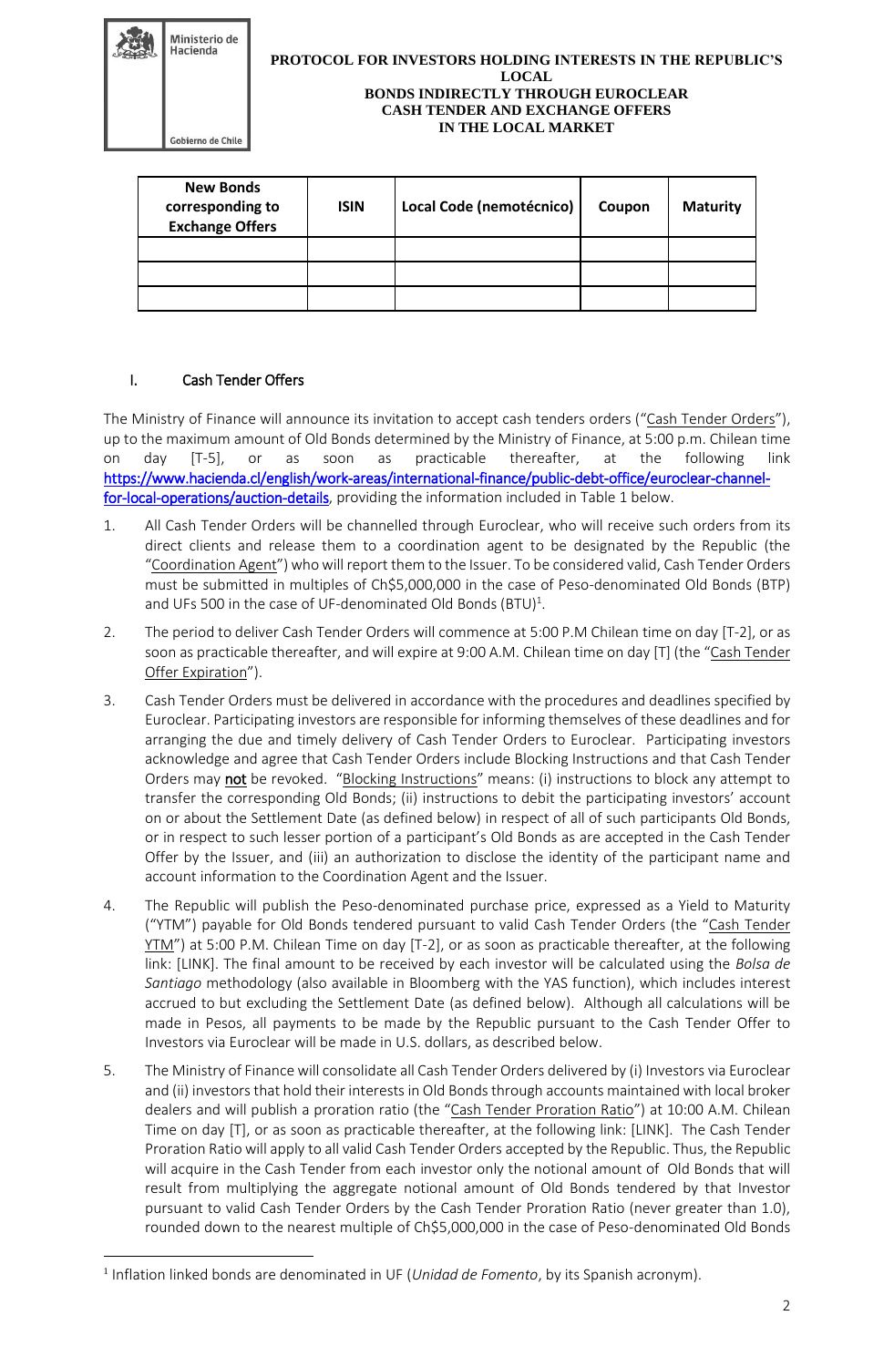| New Bonds corresponding to Exchange Offers | ISIN | Local Code (nemotécnico) | Coupon | Maturity |
|---|---|---|---|---|
| | | | | |
| | | | | |
| | | | | |

## I. Cash Tender Offers

The Ministry of Finance will announce its invitation to accept cash tenders orders ("Cash Tender Orders"), up to the maximum amount of Old Bonds determined by the Ministry of Finance, at 5:00 p.m. Chilean time on day [T-5], or as soon as practicable thereafter, at the following link https://www.hacienda.cl/english/work-areas/international-finance/public-debt-office/euroclear-channel-for-local-operations/auction-details, providing the information included in Table 1 below.

1. All Cash Tender Orders will be channelled through Euroclear, who will receive such orders from its direct clients and release them to a coordination agent to be designated by the Republic (the "Coordination Agent") who will report them to the Issuer. To be considered valid, Cash Tender Orders must be submitted in multiples of Ch$5,000,000 in the case of Peso-denominated Old Bonds (BTP) and UFs 500 in the case of UF-denominated Old Bonds (BTU)[1].
2. The period to deliver Cash Tender Orders will commence at 5:00 P.M Chilean time on day [T-2], or as soon as practicable thereafter, and will expire at 9:00 A.M. Chilean time on day [T] (the "Cash Tender Offer Expiration").
3. Cash Tender Orders must be delivered in accordance with the procedures and deadlines specified by Euroclear. Participating investors are responsible for informing themselves of these deadlines and for arranging the due and timely delivery of Cash Tender Orders to Euroclear. Participating investors acknowledge and agree that Cash Tender Orders include Blocking Instructions and that Cash Tender Orders may **not** be revoked. "Blocking Instructions" means: (i) instructions to block any attempt to transfer the corresponding Old Bonds; (ii) instructions to debit the participating investors' account on or about the Settlement Date (as defined below) in respect of all of such participants Old Bonds, or in respect to such lesser portion of a participant's Old Bonds as are accepted in the Cash Tender Offer by the Issuer, and (iii) an authorization to disclose the identity of the participant name and account information to the Coordination Agent and the Issuer.
4. The Republic will publish the Peso-denominated purchase price, expressed as a Yield to Maturity ("YTM") payable for Old Bonds tendered pursuant to valid Cash Tender Orders (the "Cash Tender YTM") at 5:00 P.M. Chilean Time on day [T-2], or as soon as practicable thereafter, at the following link: [LINK]. The final amount to be received by each investor will be calculated using the *Bolsa de Santiago* methodology (also available in Bloomberg with the YAS function), which includes interest accrued to but excluding the Settlement Date (as defined below). Although all calculations will be made in Pesos, all payments to be made by the Republic pursuant to the Cash Tender Offer to Investors via Euroclear will be made in U.S. dollars, as described below.
5. The Ministry of Finance will consolidate all Cash Tender Orders delivered by (i) Investors via Euroclear and (ii) investors that hold their interests in Old Bonds through accounts maintained with local broker dealers and will publish a proration ratio (the "Cash Tender Proration Ratio") at 10:00 A.M. Chilean Time on day [T], or as soon as practicable thereafter, at the following link: [LINK]. The Cash Tender Proration Ratio will apply to all valid Cash Tender Orders accepted by the Republic. Thus, the Republic will acquire in the Cash Tender from each investor only the notional amount of Old Bonds that will result from multiplying the aggregate notional amount of Old Bonds tendered by that Investor pursuant to valid Cash Tender Orders by the Cash Tender Proration Ratio (never greater than 1.0), rounded down to the nearest multiple of Ch$5,000,000 in the case of Peso-denominated Old Bonds

[1] Inflation linked bonds are denominated in UF (*Unidad de Fomento*, by its Spanish acronym).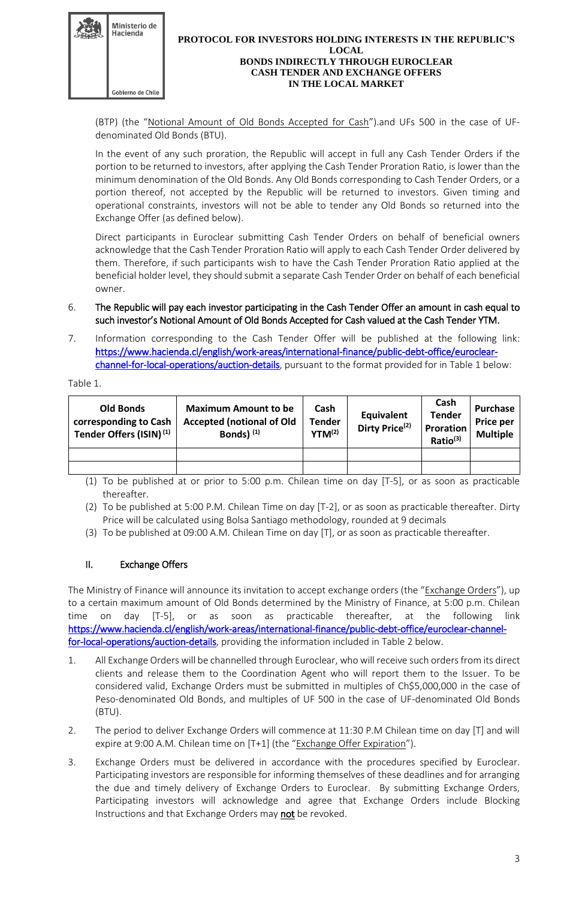(BTP) (the "Notional Amount of Old Bonds Accepted for Cash").and UFs 500 in the case of UF-denominated Old Bonds (BTU).

In the event of any such proration, the Republic will accept in full any Cash Tender Orders if the portion to be returned to investors, after applying the Cash Tender Proration Ratio, is lower than the minimum denomination of the Old Bonds. Any Old Bonds corresponding to Cash Tender Orders, or a portion thereof, not accepted by the Republic will be returned to investors. Given timing and operational constraints, investors will not be able to tender any Old Bonds so returned into the Exchange Offer (as defined below).

Direct participants in Euroclear submitting Cash Tender Orders on behalf of beneficial owners acknowledge that the Cash Tender Proration Ratio will apply to each Cash Tender Order delivered by them. Therefore, if such participants wish to have the Cash Tender Proration Ratio applied at the beneficial holder level, they should submit a separate Cash Tender Order on behalf of each beneficial owner.

6. **The Republic will pay each investor participating in the Cash Tender Offer an amount in cash equal to such investor's Notional Amount of Old Bonds Accepted for Cash valued at the Cash Tender YTM.**

7. Information corresponding to the Cash Tender Offer will be published at the following link: https://www.hacienda.cl/english/work-areas/international-finance/public-debt-office/euroclear-channel-for-local-operations/auction-details, pursuant to the format provided for in Table 1 below:

Table 1.

| Old Bonds corresponding to Cash Tender Offers (ISIN) (1) | Maximum Amount to be Accepted (notional of Old Bonds) (1) | Cash Tender YTM(2) | Equivalent Dirty Price(2) | Cash Tender Proration Ratio(3) | Purchase Price per Multiple |
|---|---|---|---|---|---|
| | | | | | |
| | | | | | |

(1) To be published at or prior to 5:00 p.m. Chilean time on day [T-5], or as soon as practicable thereafter.

(2) To be published at 5:00 P.M. Chilean Time on day [T-2], or as soon as practicable thereafter. Dirty Price will be calculated using Bolsa Santiago methodology, rounded at 9 decimals

(3) To be published at 09:00 A.M. Chilean Time on day [T], or as soon as practicable thereafter.

## II. Exchange Offers

The Ministry of Finance will announce its invitation to accept exchange orders (the "Exchange Orders"), up to a certain maximum amount of Old Bonds determined by the Ministry of Finance, at 5:00 p.m. Chilean time on day [T-5], or as soon as practicable thereafter, at the following link https://www.hacienda.cl/english/work-areas/international-finance/public-debt-office/euroclear-channel-for-local-operations/auction-details, providing the information included in Table 2 below.

1. All Exchange Orders will be channelled through Euroclear, who will receive such orders from its direct clients and release them to the Coordination Agent who will report them to the Issuer. To be considered valid, Exchange Orders must be submitted in multiples of Ch$5,000,000 in the case of Peso-denominated Old Bonds, and multiples of UF 500 in the case of UF-denominated Old Bonds (BTU).

2. The period to deliver Exchange Orders will commence at 11:30 P.M Chilean time on day [T] and will expire at 9:00 A.M. Chilean time on [T+1] (the "Exchange Offer Expiration").

3. Exchange Orders must be delivered in accordance with the procedures specified by Euroclear. Participating investors are responsible for informing themselves of these deadlines and for arranging the due and timely delivery of Exchange Orders to Euroclear. By submitting Exchange Orders, Participating investors will acknowledge and agree that Exchange Orders include Blocking Instructions and that Exchange Orders may **not** be revoked.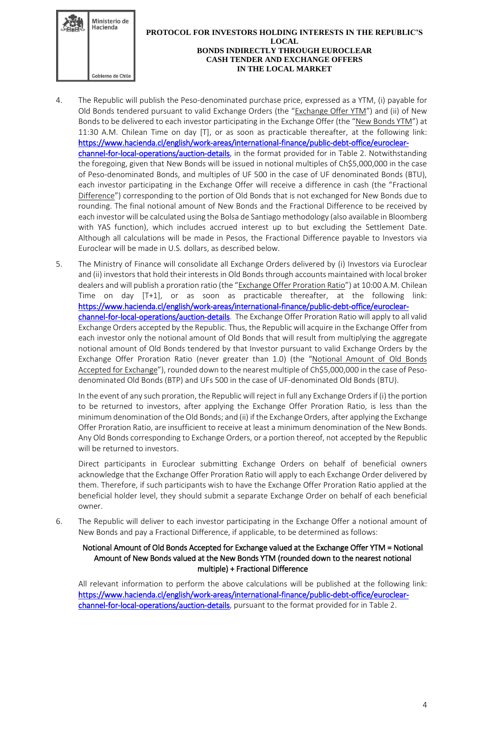4. The Republic will publish the Peso-denominated purchase price, expressed as a YTM, (i) payable for Old Bonds tendered pursuant to valid Exchange Orders (the "Exchange Offer YTM") and (ii) of New Bonds to be delivered to each investor participating in the Exchange Offer (the "New Bonds YTM") at 11:30 A.M. Chilean Time on day [T], or as soon as practicable thereafter, at the following link: https://www.hacienda.cl/english/work-areas/international-finance/public-debt-office/euroclear-channel-for-local-operations/auction-details, in the format provided for in Table 2. Notwithstanding the foregoing, given that New Bonds will be issued in notional multiples of Ch$5,000,000 in the case of Peso-denominated Bonds, and multiples of UF 500 in the case of UF denominated Bonds (BTU), each investor participating in the Exchange Offer will receive a difference in cash (the "Fractional Difference") corresponding to the portion of Old Bonds that is not exchanged for New Bonds due to rounding. The final notional amount of New Bonds and the Fractional Difference to be received by each investor will be calculated using the Bolsa de Santiago methodology (also available in Bloomberg with YAS function), which includes accrued interest up to but excluding the Settlement Date. Although all calculations will be made in Pesos, the Fractional Difference payable to Investors via Euroclear will be made in U.S. dollars, as described below.

5. The Ministry of Finance will consolidate all Exchange Orders delivered by (i) Investors via Euroclear and (ii) investors that hold their interests in Old Bonds through accounts maintained with local broker dealers and will publish a proration ratio (the "Exchange Offer Proration Ratio") at 10:00 A.M. Chilean Time on day [T+1], or as soon as practicable thereafter, at the following link: https://www.hacienda.cl/english/work-areas/international-finance/public-debt-office/euroclear-channel-for-local-operations/auction-details. The Exchange Offer Proration Ratio will apply to all valid Exchange Orders accepted by the Republic. Thus, the Republic will acquire in the Exchange Offer from each investor only the notional amount of Old Bonds that will result from multiplying the aggregate notional amount of Old Bonds tendered by that Investor pursuant to valid Exchange Orders by the Exchange Offer Proration Ratio (never greater than 1.0) (the "Notional Amount of Old Bonds Accepted for Exchange"), rounded down to the nearest multiple of Ch$5,000,000 in the case of Peso-denominated Old Bonds (BTP) and UFs 500 in the case of UF-denominated Old Bonds (BTU).

   In the event of any such proration, the Republic will reject in full any Exchange Orders if (i) the portion to be returned to investors, after applying the Exchange Offer Proration Ratio, is less than the minimum denomination of the Old Bonds; and (ii) if the Exchange Orders, after applying the Exchange Offer Proration Ratio, are insufficient to receive at least a minimum denomination of the New Bonds. Any Old Bonds corresponding to Exchange Orders, or a portion thereof, not accepted by the Republic will be returned to investors.

   Direct participants in Euroclear submitting Exchange Orders on behalf of beneficial owners acknowledge that the Exchange Offer Proration Ratio will apply to each Exchange Order delivered by them. Therefore, if such participants wish to have the Exchange Offer Proration Ratio applied at the beneficial holder level, they should submit a separate Exchange Order on behalf of each beneficial owner.

6. The Republic will deliver to each investor participating in the Exchange Offer a notional amount of New Bonds and pay a Fractional Difference, if applicable, to be determined as follows:

   **Notional Amount of Old Bonds Accepted for Exchange valued at the Exchange Offer YTM = Notional Amount of New Bonds valued at the New Bonds YTM (rounded down to the nearest notional multiple) + Fractional Difference**

   All relevant information to perform the above calculations will be published at the following link: https://www.hacienda.cl/english/work-areas/international-finance/public-debt-office/euroclear-channel-for-local-operations/auction-details, pursuant to the format provided for in Table 2.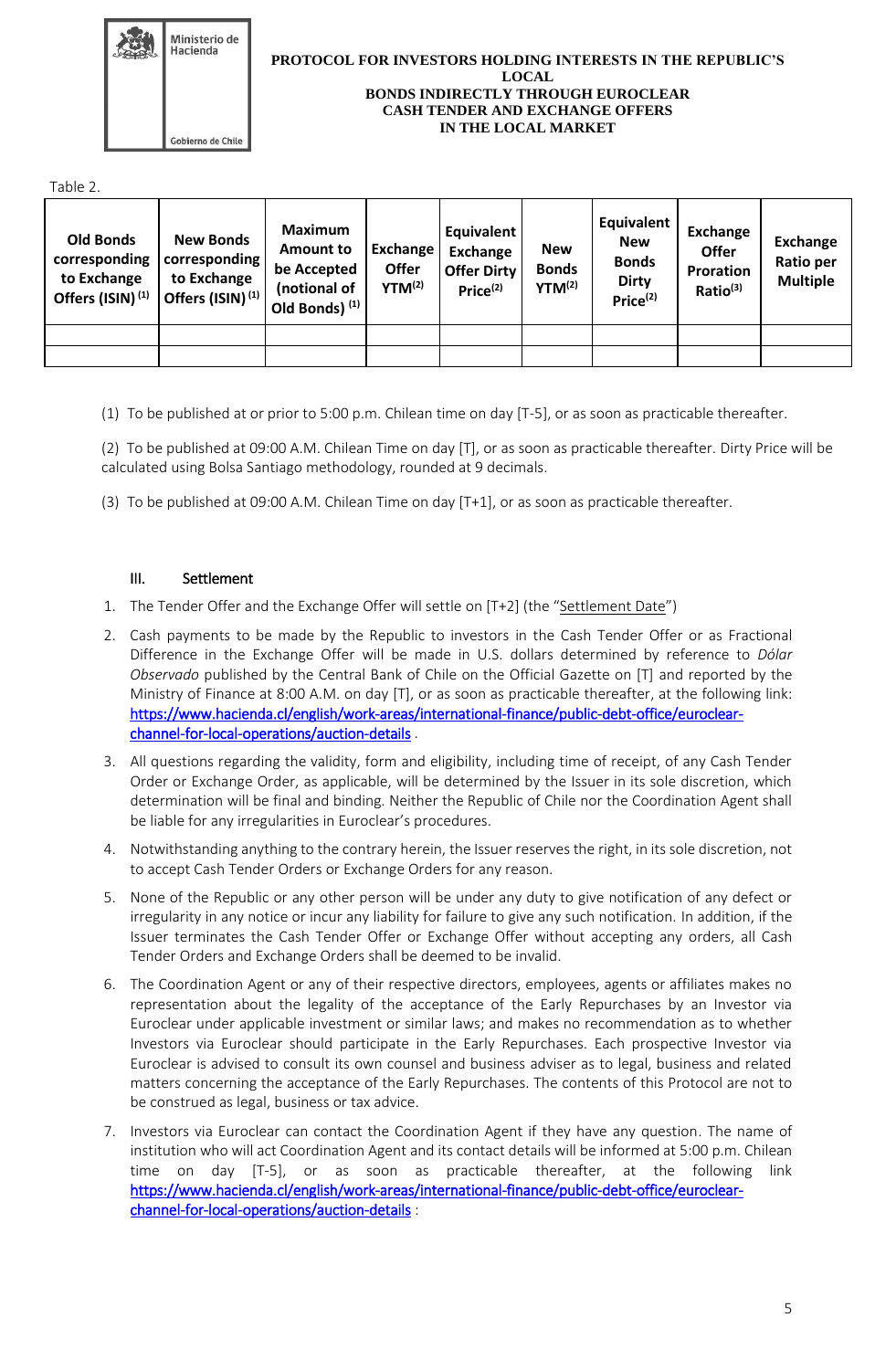Table 2.

| Old Bonds corresponding to Exchange Offers (ISIN) (1) | New Bonds corresponding to Exchange Offers (ISIN) (1) | Maximum Amount to be Accepted (notional of Old Bonds) (1) | Exchange Offer YTM(2) | Equivalent Exchange Offer Dirty Price(2) | New Bonds YTM(2) | Equivalent New Bonds Dirty Price(2) | Exchange Offer Proration Ratio(3) | Exchange Ratio per Multiple |
|---|---|---|---|---|---|---|---|---|
| | | | | | | | | |
| | | | | | | | | |

(1) To be published at or prior to 5:00 p.m. Chilean time on day [T-5], or as soon as practicable thereafter.

(2) To be published at 09:00 A.M. Chilean Time on day [T], or as soon as practicable thereafter. Dirty Price will be calculated using Bolsa Santiago methodology, rounded at 9 decimals.

(3) To be published at 09:00 A.M. Chilean Time on day [T+1], or as soon as practicable thereafter.

### III. Settlement

1. The Tender Offer and the Exchange Offer will settle on [T+2] (the "Settlement Date")
2. Cash payments to be made by the Republic to investors in the Cash Tender Offer or as Fractional Difference in the Exchange Offer will be made in U.S. dollars determined by reference to *Dólar Observado* published by the Central Bank of Chile on the Official Gazette on [T] and reported by the Ministry of Finance at 8:00 A.M. on day [T], or as soon as practicable thereafter, at the following link: https://www.hacienda.cl/english/work-areas/international-finance/public-debt-office/euroclear-channel-for-local-operations/auction-details .
3. All questions regarding the validity, form and eligibility, including time of receipt, of any Cash Tender Order or Exchange Order, as applicable, will be determined by the Issuer in its sole discretion, which determination will be final and binding. Neither the Republic of Chile nor the Coordination Agent shall be liable for any irregularities in Euroclear's procedures.
4. Notwithstanding anything to the contrary herein, the Issuer reserves the right, in its sole discretion, not to accept Cash Tender Orders or Exchange Orders for any reason.
5. None of the Republic or any other person will be under any duty to give notification of any defect or irregularity in any notice or incur any liability for failure to give any such notification. In addition, if the Issuer terminates the Cash Tender Offer or Exchange Offer without accepting any orders, all Cash Tender Orders and Exchange Orders shall be deemed to be invalid.
6. The Coordination Agent or any of their respective directors, employees, agents or affiliates makes no representation about the legality of the acceptance of the Early Repurchases by an Investor via Euroclear under applicable investment or similar laws; and makes no recommendation as to whether Investors via Euroclear should participate in the Early Repurchases. Each prospective Investor via Euroclear is advised to consult its own counsel and business adviser as to legal, business and related matters concerning the acceptance of the Early Repurchases. The contents of this Protocol are not to be construed as legal, business or tax advice.
7. Investors via Euroclear can contact the Coordination Agent if they have any question. The name of institution who will act Coordination Agent and its contact details will be informed at 5:00 p.m. Chilean time on day [T-5], or as soon as practicable thereafter, at the following link https://www.hacienda.cl/english/work-areas/international-finance/public-debt-office/euroclear-channel-for-local-operations/auction-details :